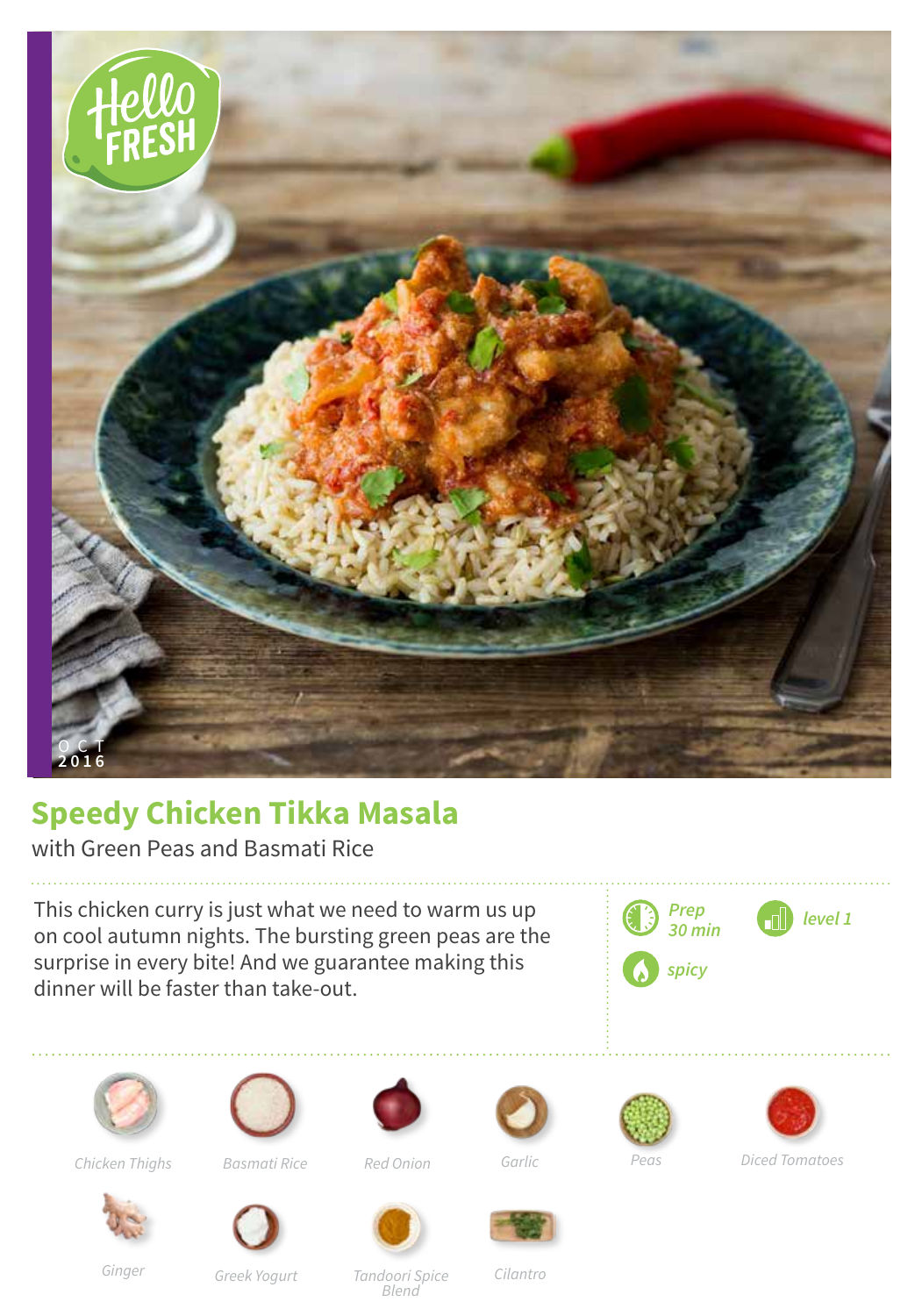OCT
2016

# Speedy Chicken Tikka Masala

with Green Peas and Basmati Rice

This chicken curry is just what we need to warm us up on cool autumn nights. The bursting green peas are the surprise in every bite! And we guarantee making this dinner will be faster than take-out.

Prep 30 min

level 1

spicy

- Chicken Thighs
- Basmati Rice
- Red Onion
- Garlic
- Peas
- Diced Tomatoes
- Ginger
- Greek Yogurt
- Tandoori Spice Blend
- Cilantro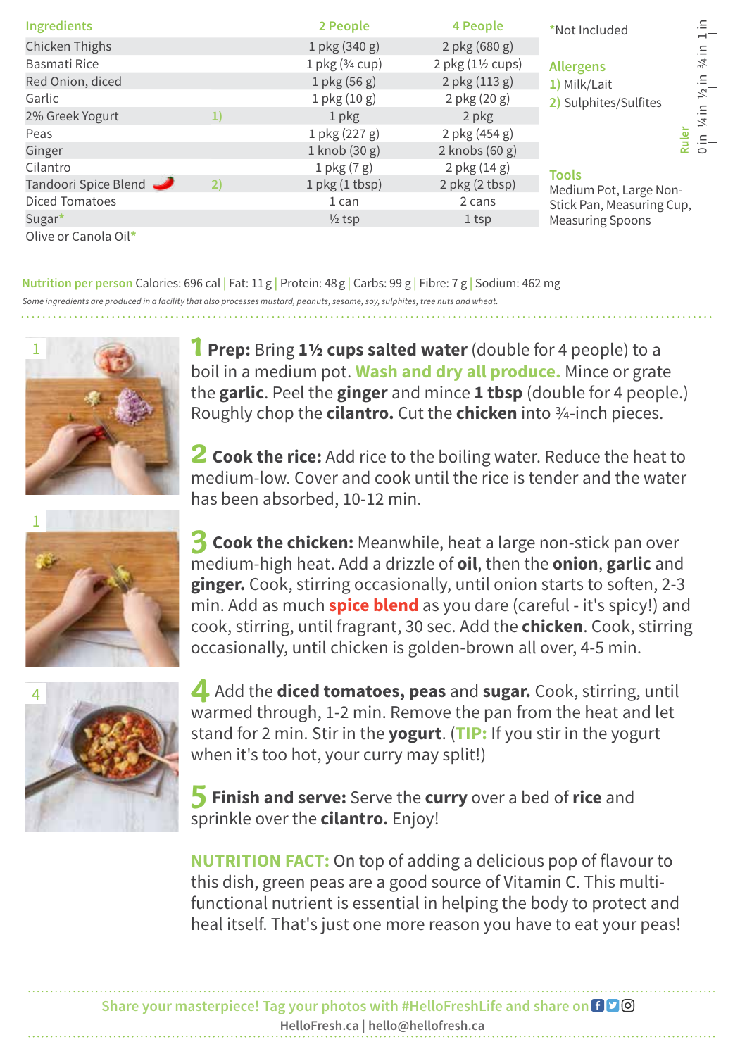| Ingredients | | 2 People | 4 People |
|---|---|---|---|
| Chicken Thighs | | 1 pkg (340 g) | 2 pkg (680 g) |
| Basmati Rice | | 1 pkg (¾ cup) | 2 pkg (1½ cups) |
| Red Onion, diced | | 1 pkg (56 g) | 2 pkg (113 g) |
| Garlic | | 1 pkg (10 g) | 2 pkg (20 g) |
| 2% Greek Yogurt | 1) | 1 pkg | 2 pkg |
| Peas | | 1 pkg (227 g) | 2 pkg (454 g) |
| Ginger | | 1 knob (30 g) | 2 knobs (60 g) |
| Cilantro | | 1 pkg (7 g) | 2 pkg (14 g) |
| Tandoori Spice Blend | 2) | 1 pkg (1 tbsp) | 2 pkg (2 tbsp) |
| Diced Tomatoes | | 1 can | 2 cans |
| Sugar* | | ½ tsp | 1 tsp |
| Olive or Canola Oil* | | | |

*Not Included

**Allergens**
1) Milk/Lait
2) Sulphites/Sulfites

**Tools**
Medium Pot, Large Non-Stick Pan, Measuring Cup, Measuring Spoons

Ruler
0 in ¼ in ½ in ¾ in 1 in

**Nutrition per person** Calories: 696 cal | Fat: 11 g | Protein: 48 g | Carbs: 99 g | Fibre: 7 g | Sodium: 462 mg

*Some ingredients are produced in a facility that also processes mustard, peanuts, sesame, soy, sulphites, tree nuts and wheat.*

**1 Prep:** Bring **1½ cups salted water** (double for 4 people) to a boil in a medium pot. **Wash and dry all produce.** Mince or grate the **garlic**. Peel the **ginger** and mince **1 tbsp** (double for 4 people.) Roughly chop the **cilantro.** Cut the **chicken** into ¾-inch pieces.

**2 Cook the rice:** Add rice to the boiling water. Reduce the heat to medium-low. Cover and cook until the rice is tender and the water has been absorbed, 10-12 min.

**3 Cook the chicken:** Meanwhile, heat a large non-stick pan over medium-high heat. Add a drizzle of **oil**, then the **onion**, **garlic** and **ginger.** Cook, stirring occasionally, until onion starts to soften, 2-3 min. Add as much **spice blend** as you dare (careful - it's spicy!) and cook, stirring, until fragrant, 30 sec. Add the **chicken**. Cook, stirring occasionally, until chicken is golden-brown all over, 4-5 min.

**4** Add the **diced tomatoes, peas** and **sugar.** Cook, stirring, until warmed through, 1-2 min. Remove the pan from the heat and let stand for 2 min. Stir in the **yogurt**. (**TIP:** If you stir in the yogurt when it's too hot, your curry may split!)

**5 Finish and serve:** Serve the **curry** over a bed of **rice** and sprinkle over the **cilantro.** Enjoy!

**NUTRITION FACT:** On top of adding a delicious pop of flavour to this dish, green peas are a good source of Vitamin C. This multi-functional nutrient is essential in helping the body to protect and heal itself. That's just one more reason you have to eat your peas!

Share your masterpiece! Tag your photos with #HelloFreshLife and share on

HelloFresh.ca | hello@hellofresh.ca